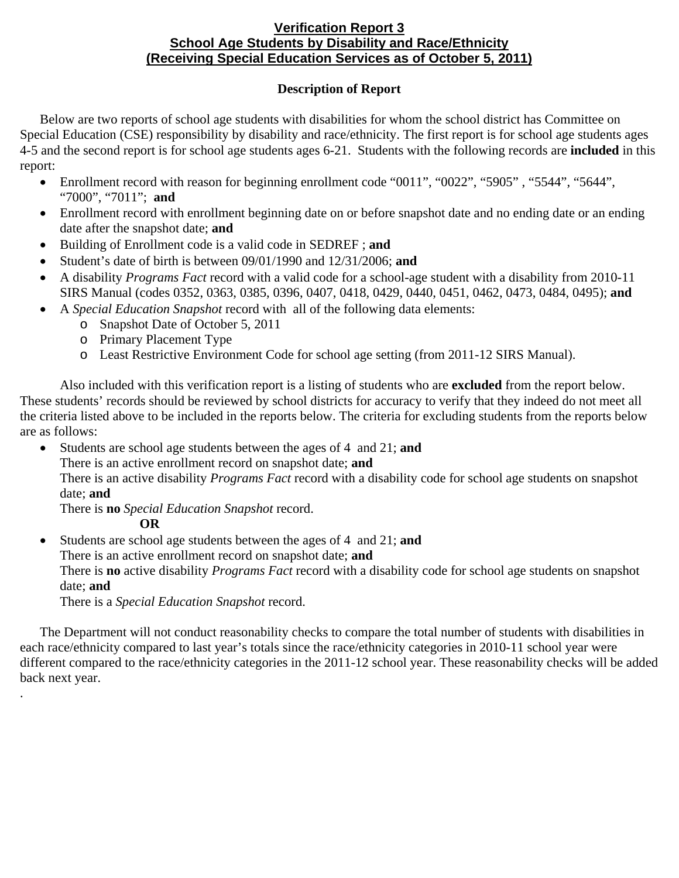# Verification Report 3
## School Age Students by Disability and Race/Ethnicity
## (Receiving Special Education Services as of October 5, 2011)

**Description of Report**

Below are two reports of school age students with disabilities for whom the school district has Committee on Special Education (CSE) responsibility by disability and race/ethnicity. The first report is for school age students ages 4-5 and the second report is for school age students ages 6-21. Students with the following records are **included** in this report:

- Enrollment record with reason for beginning enrollment code "0011", "0022", "5905" , "5544", "5644", "7000", "7011"; **and**
- Enrollment record with enrollment beginning date on or before snapshot date and no ending date or an ending date after the snapshot date; **and**
- Building of Enrollment code is a valid code in SEDREF ; **and**
- Student's date of birth is between 09/01/1990 and 12/31/2006; **and**
- A disability *Programs Fact* record with a valid code for a school-age student with a disability from 2010-11 SIRS Manual (codes 0352, 0363, 0385, 0396, 0407, 0418, 0429, 0440, 0451, 0462, 0473, 0484, 0495); **and**
- A *Special Education Snapshot* record with all of the following data elements:
  - Snapshot Date of October 5, 2011
  - Primary Placement Type
  - Least Restrictive Environment Code for school age setting (from 2011-12 SIRS Manual).

Also included with this verification report is a listing of students who are **excluded** from the report below. These students' records should be reviewed by school districts for accuracy to verify that they indeed do not meet all the criteria listed above to be included in the reports below. The criteria for excluding students from the reports below are as follows:

- Students are school age students between the ages of 4 and 21; **and**
  There is an active enrollment record on snapshot date; **and**
  There is an active disability *Programs Fact* record with a disability code for school age students on snapshot date; **and**
  There is **no** *Special Education Snapshot* record.
  **OR**
- Students are school age students between the ages of 4 and 21; **and**
  There is an active enrollment record on snapshot date; **and**
  There is **no** active disability *Programs Fact* record with a disability code for school age students on snapshot date; **and**
  There is a *Special Education Snapshot* record.

The Department will not conduct reasonability checks to compare the total number of students with disabilities in each race/ethnicity compared to last year's totals since the race/ethnicity categories in 2010-11 school year were different compared to the race/ethnicity categories in the 2011-12 school year. These reasonability checks will be added back next year.

.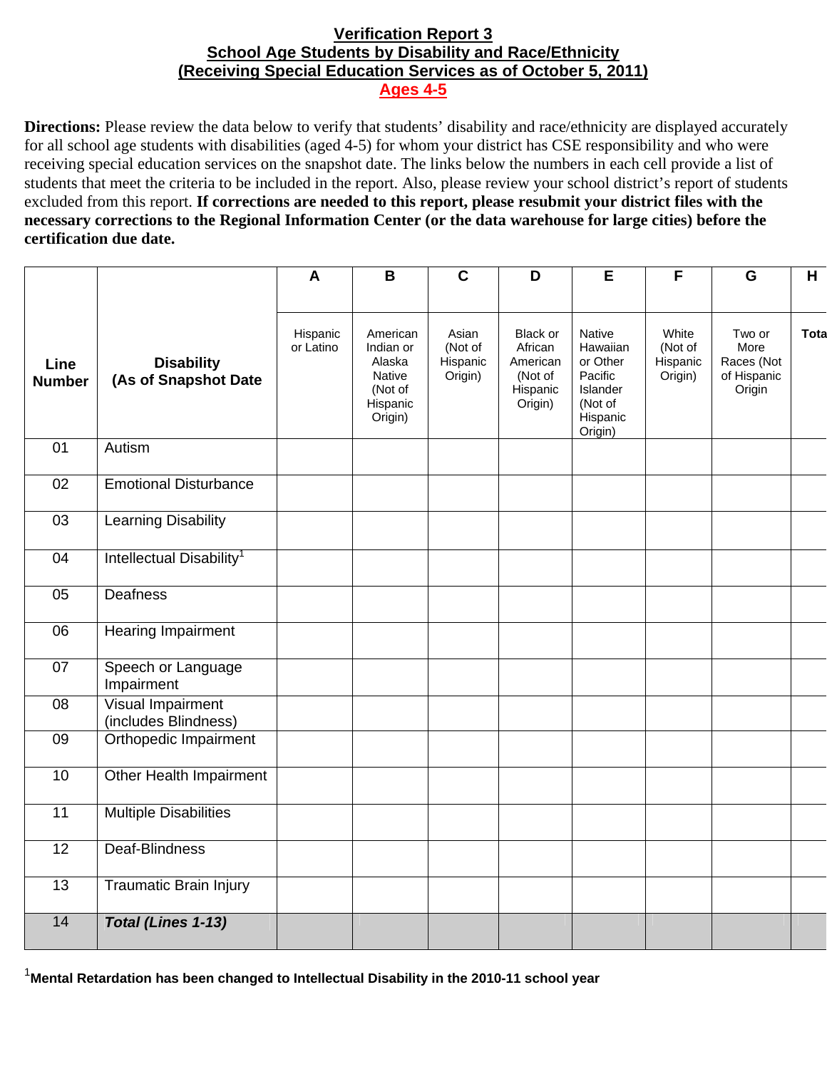# Verification Report 3
## School Age Students by Disability and Race/Ethnicity
## (Receiving Special Education Services as of October 5, 2011)
## Ages 4-5

**Directions:** Please review the data below to verify that students' disability and race/ethnicity are displayed accurately for all school age students with disabilities (aged 4-5) for whom your district has CSE responsibility and who were receiving special education services on the snapshot date. The links below the numbers in each cell provide a list of students that meet the criteria to be included in the report. Also, please review your school district's report of students excluded from this report. **If corrections are needed to this report, please resubmit your district files with the necessary corrections to the Regional Information Center (or the data warehouse for large cities) before the certification due date.**

| Line Number | Disability (As of Snapshot Date | A | B | C | D | E | F | G | H |
|---|---|---|---|---|---|---|---|---|---|
| | | Hispanic or Latino | American Indian or Alaska Native (Not of Hispanic Origin) | Asian (Not of Hispanic Origin) | Black or African American (Not of Hispanic Origin) | Native Hawaiian or Other Pacific Islander (Not of Hispanic Origin) | White (Not of Hispanic Origin) | Two or More Races (Not of Hispanic Origin | Tota |
| 01 | Autism | | | | | | | | |
| 02 | Emotional Disturbance | | | | | | | | |
| 03 | Learning Disability | | | | | | | | |
| 04 | Intellectual Disability[1] | | | | | | | | |
| 05 | Deafness | | | | | | | | |
| 06 | Hearing Impairment | | | | | | | | |
| 07 | Speech or Language Impairment | | | | | | | | |
| 08 | Visual Impairment (includes Blindness) | | | | | | | | |
| 09 | Orthopedic Impairment | | | | | | | | |
| 10 | Other Health Impairment | | | | | | | | |
| 11 | Multiple Disabilities | | | | | | | | |
| 12 | Deaf-Blindness | | | | | | | | |
| 13 | Traumatic Brain Injury | | | | | | | | |
| 14 | ***Total (Lines 1-13)*** | | | | | | | | |

[1]**Mental Retardation has been changed to Intellectual Disability in the 2010-11 school year**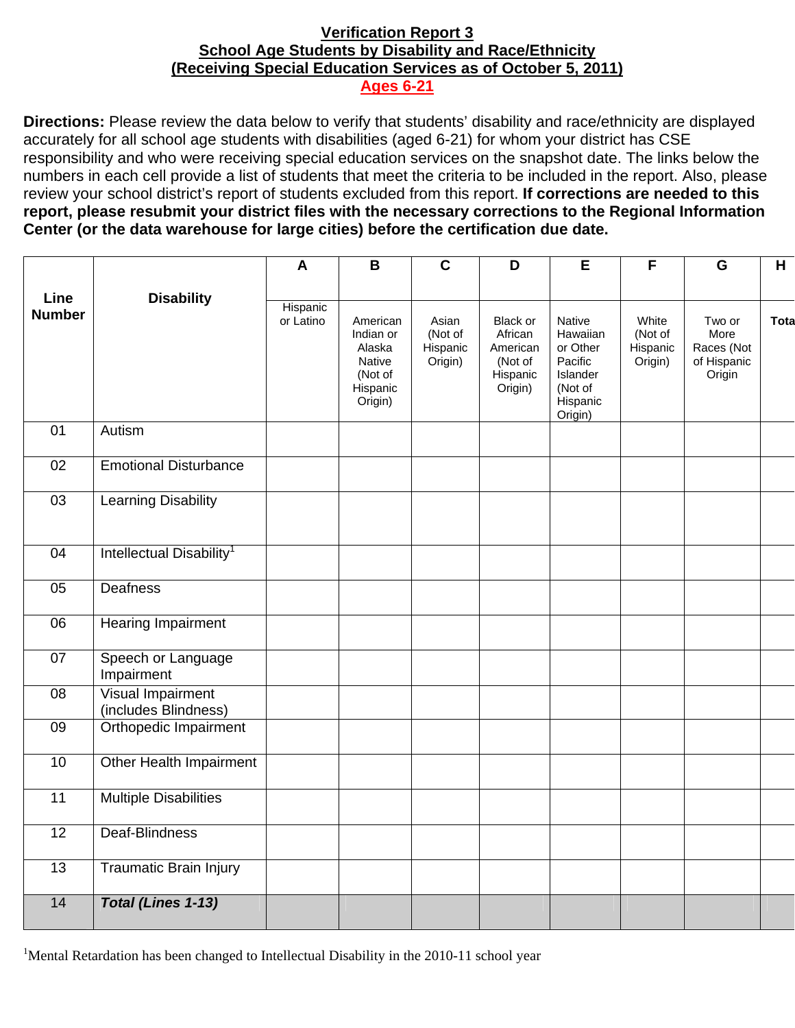**Verification Report 3**
**School Age Students by Disability and Race/Ethnicity**
**(Receiving Special Education Services as of October 5, 2011)**
**Ages 6-21**

**Directions:** Please review the data below to verify that students' disability and race/ethnicity are displayed accurately for all school age students with disabilities (aged 6-21) for whom your district has CSE responsibility and who were receiving special education services on the snapshot date. The links below the numbers in each cell provide a list of students that meet the criteria to be included in the report. Also, please review your school district's report of students excluded from this report. **If corrections are needed to this report, please resubmit your district files with the necessary corrections to the Regional Information Center (or the data warehouse for large cities) before the certification due date.**

| Line Number | Disability | A | B | C | D | E | F | G | H |
|---|---|---|---|---|---|---|---|---|---|
| | | Hispanic or Latino | American Indian or Alaska Native (Not of Hispanic Origin) | Asian (Not of Hispanic Origin) | Black or African American (Not of Hispanic Origin) | Native Hawaiian or Other Pacific Islander (Not of Hispanic Origin) | White (Not of Hispanic Origin) | Two or More Races (Not of Hispanic Origin | Tota |
| 01 | Autism | | | | | | | | |
| 02 | Emotional Disturbance | | | | | | | | |
| 03 | Learning Disability | | | | | | | | |
| 04 | Intellectual Disability[1] | | | | | | | | |
| 05 | Deafness | | | | | | | | |
| 06 | Hearing Impairment | | | | | | | | |
| 07 | Speech or Language Impairment | | | | | | | | |
| 08 | Visual Impairment (includes Blindness) | | | | | | | | |
| 09 | Orthopedic Impairment | | | | | | | | |
| 10 | Other Health Impairment | | | | | | | | |
| 11 | Multiple Disabilities | | | | | | | | |
| 12 | Deaf-Blindness | | | | | | | | |
| 13 | Traumatic Brain Injury | | | | | | | | |
| 14 | ***Total (Lines 1-13)*** | | | | | | | | |

[1]Mental Retardation has been changed to Intellectual Disability in the 2010-11 school year